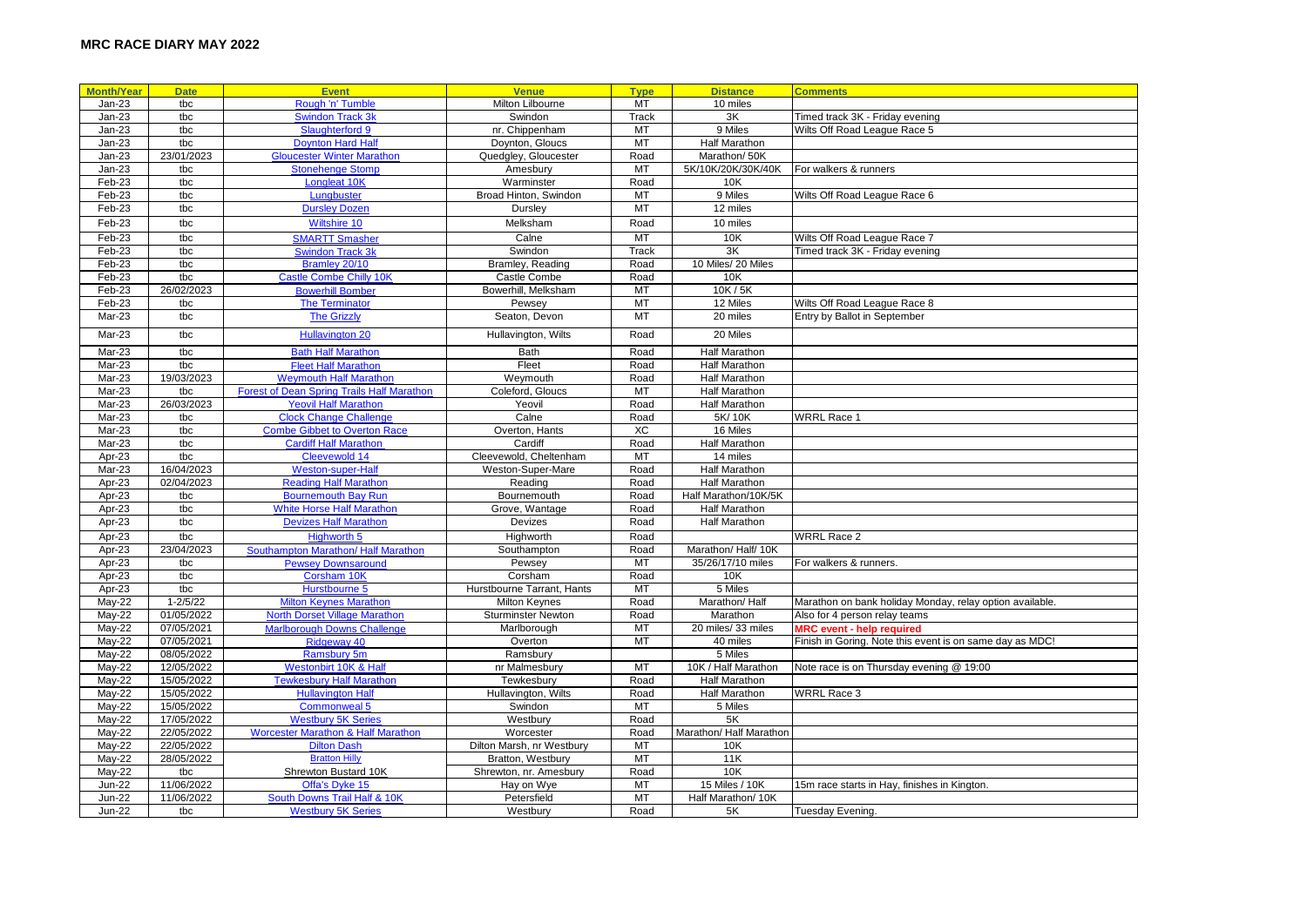## MRC RACE DIARY MAY 2022

| Month/Year | Date | Event | Venue | Type | Distance | Comments |
|---|---|---|---|---|---|---|
| Jan-23 | tbc | Rough 'n' Tumble | Milton Lilbourne | MT | 10 miles | |
| Jan-23 | tbc | Swindon Track 3k | Swindon | Track | 3K | Timed track 3K - Friday evening |
| Jan-23 | tbc | Slaughterford 9 | nr. Chippenham | MT | 9 Miles | Wilts Off Road League Race 5 |
| Jan-23 | tbc | Doynton Hard Half | Doynton, Gloucs | MT | Half Marathon | |
| Jan-23 | 23/01/2023 | Gloucester Winter Marathon | Quedgley, Gloucester | Road | Marathon/ 50K | |
| Jan-23 | tbc | Stonehenge Stomp | Amesbury | MT | 5K/10K/20K/30K/40K | For walkers & runners |
| Feb-23 | tbc | Longleat 10K | Warminster | Road | 10K | |
| Feb-23 | tbc | Lungbuster | Broad Hinton, Swindon | MT | 9 Miles | Wilts Off Road League Race 6 |
| Feb-23 | tbc | Dursley Dozen | Dursley | MT | 12 miles | |
| Feb-23 | tbc | Wiltshire 10 | Melksham | Road | 10 miles | |
| Feb-23 | tbc | SMARTT Smasher | Calne | MT | 10K | Wilts Off Road League Race 7 |
| Feb-23 | tbc | Swindon Track 3k | Swindon | Track | 3K | Timed track 3K - Friday evening |
| Feb-23 | tbc | Bramley 20/10 | Bramley, Reading | Road | 10 Miles/ 20 Miles | |
| Feb-23 | tbc | Castle Combe Chilly 10K | Castle Combe | Road | 10K | |
| Feb-23 | 26/02/2023 | Bowerhill Bomber | Bowerhill, Melksham | MT | 10K / 5K | |
| Feb-23 | tbc | The Terminator | Pewsey | MT | 12 Miles | Wilts Off Road League Race 8 |
| Mar-23 | tbc | The Grizzly | Seaton, Devon | MT | 20 miles | Entry by Ballot in September |
| Mar-23 | tbc | Hullavington 20 | Hullavington, Wilts | Road | 20 Miles | |
| Mar-23 | tbc | Bath Half Marathon | Bath | Road | Half Marathon | |
| Mar-23 | tbc | Fleet Half Marathon | Fleet | Road | Half Marathon | |
| Mar-23 | 19/03/2023 | Weymouth Half Marathon | Weymouth | Road | Half Marathon | |
| Mar-23 | tbc | Forest of Dean Spring Trails Half Marathon | Coleford, Gloucs | MT | Half Marathon | |
| Mar-23 | 26/03/2023 | Yeovil Half Marathon | Yeovil | Road | Half Marathon | |
| Mar-23 | tbc | Clock Change Challenge | Calne | Road | 5K/ 10K | WRRL Race 1 |
| Mar-23 | tbc | Combe Gibbet to Overton Race | Overton, Hants | XC | 16 Miles | |
| Mar-23 | tbc | Cardiff Half Marathon | Cardiff | Road | Half Marathon | |
| Apr-23 | tbc | Cleevewold 14 | Cleevewold, Cheltenham | MT | 14 miles | |
| Mar-23 | 16/04/2023 | Weston-super-Half | Weston-Super-Mare | Road | Half Marathon | |
| Apr-23 | 02/04/2023 | Reading Half Marathon | Reading | Road | Half Marathon | |
| Apr-23 | tbc | Bournemouth Bay Run | Bournemouth | Road | Half Marathon/10K/5K | |
| Apr-23 | tbc | White Horse Half Marathon | Grove, Wantage | Road | Half Marathon | |
| Apr-23 | tbc | Devizes Half Marathon | Devizes | Road | Half Marathon | |
| Apr-23 | tbc | Highworth 5 | Highworth | Road | | WRRL Race 2 |
| Apr-23 | 23/04/2023 | Southampton Marathon/ Half Marathon | Southampton | Road | Marathon/ Half/ 10K | |
| Apr-23 | tbc | Pewsey Downsaround | Pewsey | MT | 35/26/17/10 miles | For walkers & runners. |
| Apr-23 | tbc | Corsham 10K | Corsham | Road | 10K | |
| Apr-23 | tbc | Hurstbourne 5 | Hurstbourne Tarrant, Hants | MT | 5 Miles | |
| May-22 | 1-2/5/22 | Milton Keynes Marathon | Milton Keynes | Road | Marathon/ Half | Marathon on bank holiday Monday, relay option available. |
| May-22 | 01/05/2022 | North Dorset Village Marathon | Sturminster Newton | Road | Marathon | Also for 4 person relay teams |
| May-22 | 07/05/2021 | Marlborough Downs Challenge | Marlborough | MT | 20 miles/ 33 miles | **MRC event - help required** |
| May-22 | 07/05/2021 | Ridgeway 40 | Overton | MT | 40 miles | Finish in Goring. Note this event is on same day as MDC! |
| May-22 | 08/05/2022 | Ramsbury 5m | Ramsbury | | 5 Miles | |
| May-22 | 12/05/2022 | Westonbirt 10K & Half | nr Malmesbury | MT | 10K / Half Marathon | Note race is on Thursday evening @ 19:00 |
| May-22 | 15/05/2022 | Tewkesbury Half Marathon | Tewkesbury | Road | Half Marathon | |
| May-22 | 15/05/2022 | Hullavington Half | Hullavington, Wilts | Road | Half Marathon | WRRL Race 3 |
| May-22 | 15/05/2022 | Commonweal 5 | Swindon | MT | 5 Miles | |
| May-22 | 17/05/2022 | Westbury 5K Series | Westbury | Road | 5K | |
| May-22 | 22/05/2022 | Worcester Marathon & Half Marathon | Worcester | Road | Marathon/ Half Marathon | |
| May-22 | 22/05/2022 | Dilton Dash | Dilton Marsh, nr Westbury | MT | 10K | |
| May-22 | 28/05/2022 | Bratton Hilly | Bratton, Westbury | MT | 11K | |
| May-22 | tbc | Shrewton Bustard 10K | Shrewton, nr. Amesbury | Road | 10K | |
| Jun-22 | 11/06/2022 | Offa's Dyke 15 | Hay on Wye | MT | 15 Miles / 10K | 15m race starts in Hay, finishes in Kington. |
| Jun-22 | 11/06/2022 | South Downs Trail Half & 10K | Petersfield | MT | Half Marathon/ 10K | |
| Jun-22 | tbc | Westbury 5K Series | Westbury | Road | 5K | Tuesday Evening. |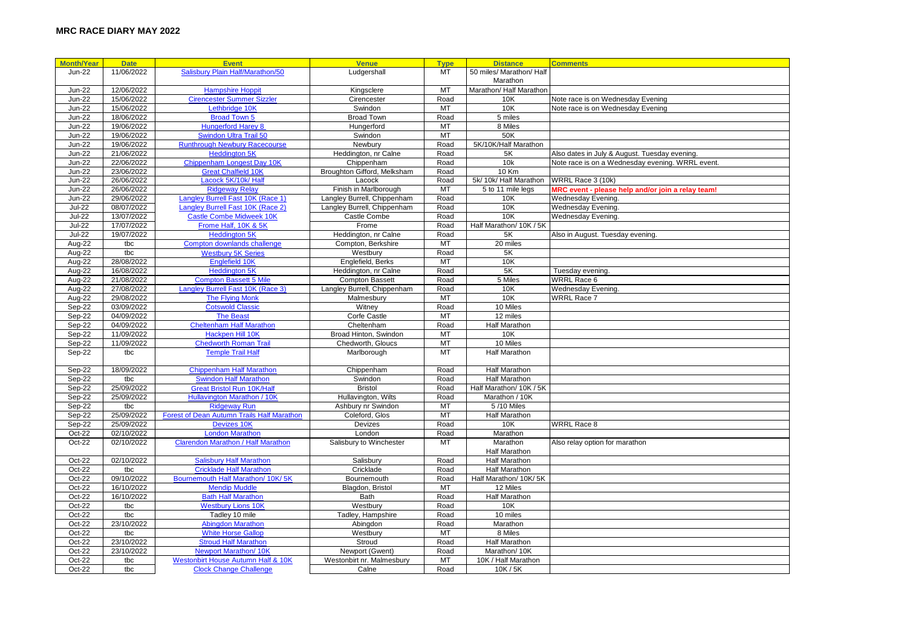## MRC RACE DIARY MAY 2022

| Month/Year | Date | Event | Venue | Type | Distance | Comments |
|---|---|---|---|---|---|---|
| Jun-22 | 11/06/2022 | Salisbury Plain Half/Marathon/50 | Ludgershall | MT | 50 miles/ Marathon/ Half Marathon | |
| Jun-22 | 12/06/2022 | Hampshire Hoppit | Kingsclere | MT | Marathon/ Half Marathon | |
| Jun-22 | 15/06/2022 | Cirencester Summer Sizzler | Cirencester | Road | 10K | Note race is on Wednesday Evening |
| Jun-22 | 15/06/2022 | Lethbridge 10K | Swindon | MT | 10K | Note race is on Wednesday Evening |
| Jun-22 | 18/06/2022 | Broad Town 5 | Broad Town | Road | 5 miles | |
| Jun-22 | 19/06/2022 | Hungerford Harey 8 | Hungerford | MT | 8 Miles | |
| Jun-22 | 19/06/2022 | Swindon Ultra Trail 50 | Swindon | MT | 50K | |
| Jun-22 | 19/06/2022 | Runthrough Newbury Racecourse | Newbury | Road | 5K/10K/Half Marathon | |
| Jun-22 | 21/06/2022 | Heddington 5K | Heddington, nr Calne | Road | 5K | Also dates in July & August. Tuesday evening. |
| Jun-22 | 22/06/2022 | Chippenham Longest Day 10K | Chippenham | Road | 10k | Note race is on a Wednesday evening. WRRL event. |
| Jun-22 | 23/06/2022 | Great Chalfield 10K | Broughton Gifford, Melksham | Road | 10 Km | |
| Jun-22 | 26/06/2022 | Lacock 5K/10k/ Half | Lacock | Road | 5k/ 10k/ Half Marathon | WRRL Race 3 (10k) |
| Jun-22 | 26/06/2022 | Ridgeway Relay | Finish in Marlborough | MT | 5 to 11 mile legs | **MRC event - please help and/or join a relay team!** |
| Jun-22 | 29/06/2022 | Langley Burrell Fast 10K (Race 1) | Langley Burrell, Chippenham | Road | 10K | Wednesday Evening. |
| Jul-22 | 08/07/2022 | Langley Burrell Fast 10K (Race 2) | Langley Burrell, Chippenham | Road | 10K | Wednesday Evening. |
| Jul-22 | 13/07/2022 | Castle Combe Midweek 10K | Castle Combe | Road | 10K | Wednesday Evening. |
| Jul-22 | 17/07/2022 | Frome Half, 10K & 5K | Frome | Road | Half Marathon/ 10K / 5K | |
| Jul-22 | 19/07/2022 | Heddington 5K | Heddington, nr Calne | Road | 5K | Also in August. Tuesday evening. |
| Aug-22 | tbc | Compton downlands challenge | Compton, Berkshire | MT | 20 miles | |
| Aug-22 | tbc | Westbury 5K Series | Westbury | Road | 5K | |
| Aug-22 | 28/08/2022 | Englefield 10K | Englefield, Berks | MT | 10K | |
| Aug-22 | 16/08/2022 | Heddington 5K | Heddington, nr Calne | Road | 5K | Tuesday evening. |
| Aug-22 | 21/08/2022 | Compton Bassett 5 Mile | Compton Bassett | Road | 5 Miles | WRRL Race 6 |
| Aug-22 | 27/08/2022 | Langley Burrell Fast 10K (Race 3) | Langley Burrell, Chippenham | Road | 10K | Wednesday Evening. |
| Aug-22 | 29/08/2022 | The Flying Monk | Malmesbury | MT | 10K | WRRL Race 7 |
| Sep-22 | 03/09/2022 | Cotswold Classic | Witney | Road | 10 Miles | |
| Sep-22 | 04/09/2022 | The Beast | Corfe Castle | MT | 12 miles | |
| Sep-22 | 04/09/2022 | Cheltenham Half Marathon | Cheltenham | Road | Half Marathon | |
| Sep-22 | 11/09/2022 | Hackpen Hill 10K | Broad Hinton, Swindon | MT | 10K | |
| Sep-22 | 11/09/2022 | Chedworth Roman Trail | Chedworth, Gloucs | MT | 10 Miles | |
| Sep-22 | tbc | Temple Trail Half | Marlborough | MT | Half Marathon | |
| Sep-22 | 18/09/2022 | Chippenham Half Marathon | Chippenham | Road | Half Marathon | |
| Sep-22 | tbc | Swindon Half Marathon | Swindon | Road | Half Marathon | |
| Sep-22 | 25/09/2022 | Great Bristol Run 10K/Half | Bristol | Road | Half Marathon/ 10K / 5K | |
| Sep-22 | 25/09/2022 | Hullavington Marathon / 10K | Hullavington, Wilts | Road | Marathon / 10K | |
| Sep-22 | tbc | Ridgeway Run | Ashbury nr Swindon | MT | 5 /10 Miles | |
| Sep-22 | 25/09/2022 | Forest of Dean Autumn Trails Half Marathon | Coleford, Glos | MT | Half Marathon | |
| Sep-22 | 25/09/2022 | Devizes 10K | Devizes | Road | 10K | WRRL Race 8 |
| Oct-22 | 02/10/2022 | London Marathon | London | Road | Marathon | |
| Oct-22 | 02/10/2022 | Clarendon Marathon / Half Marathon | Salisbury to Winchester | MT | Marathon Half Marathon | Also relay option for marathon |
| Oct-22 | 02/10/2022 | Salisbury Half Marathon | Salisbury | Road | Half Marathon | |
| Oct-22 | tbc | Cricklade Half Marathon | Cricklade | Road | Half Marathon | |
| Oct-22 | 09/10/2022 | Bournemouth Half Marathon/ 10K/ 5K | Bournemouth | Road | Half Marathon/ 10K/ 5K | |
| Oct-22 | 16/10/2022 | Mendip Muddle | Blagdon, Bristol | MT | 12 Miles | |
| Oct-22 | 16/10/2022 | Bath Half Marathon | Bath | Road | Half Marathon | |
| Oct-22 | tbc | Westbury Lions 10K | Westbury | Road | 10K | |
| Oct-22 | tbc | Tadley 10 mile | Tadley, Hampshire | Road | 10 miles | |
| Oct-22 | 23/10/2022 | Abingdon Marathon | Abingdon | Road | Marathon | |
| Oct-22 | tbc | White Horse Gallop | Westbury | MT | 8 Miles | |
| Oct-22 | 23/10/2022 | Stroud Half Marathon | Stroud | Road | Half Marathon | |
| Oct-22 | 23/10/2022 | Newport Marathon/ 10K | Newport (Gwent) | Road | Marathon/ 10K | |
| Oct-22 | tbc | Westonbirt House Autumn Half & 10K | Westonbirt nr. Malmesbury | MT | 10K / Half Marathon | |
| Oct-22 | tbc | Clock Change Challenge | Calne | Road | 10K / 5K | |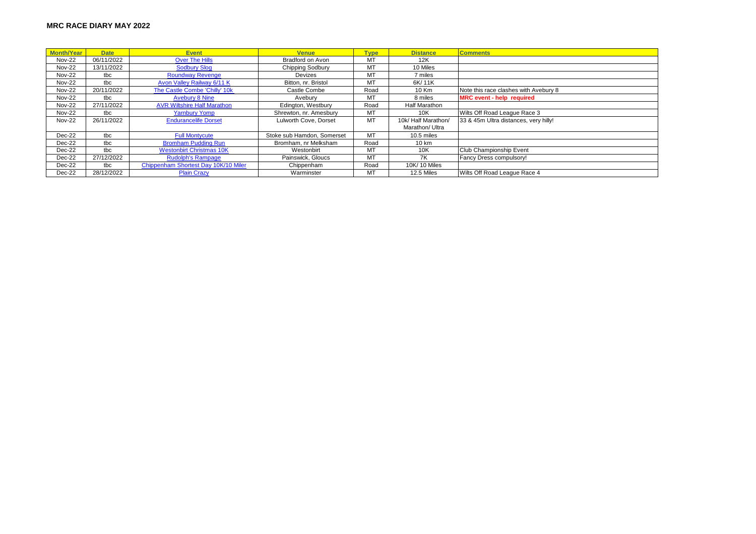## MRC RACE DIARY MAY 2022

| Month/Year | Date | Event | Venue | Type | Distance | Comments |
|---|---|---|---|---|---|---|
| Nov-22 | 06/11/2022 | Over The Hills | Bradford on Avon | MT | 12K | |
| Nov-22 | 13/11/2022 | Sodbury Slog | Chipping Sodbury | MT | 10 Miles | |
| Nov-22 | tbc | Roundway Revenge | Devizes | MT | 7 miles | |
| Nov-22 | tbc | Avon Valley Railway 6/11 K | Bitton, nr. Bristol | MT | 6K/ 11K | |
| Nov-22 | 20/11/2022 | The Castle Combe 'Chilly' 10k | Castle Combe | Road | 10 Km | Note this race clashes with Avebury 8 |
| Nov-22 | tbc | Avebury 8 Nine | Avebury | MT | 8 miles | **MRC event - help required** |
| Nov-22 | 27/11/2022 | AVR Wiltshire Half Marathon | Edington, Westbury | Road | Half Marathon | |
| Nov-22 | tbc | Yarnbury Yomp | Shrewton, nr. Amesbury | MT | 10K | Wilts Off Road League Race 3 |
| Nov-22 | 26/11/2022 | Endurancelife Dorset | Lulworth Cove, Dorset | MT | 10k/ Half Marathon/ Marathon/ Ultra | 33 & 45m Ultra distances, very hilly! |
| Dec-22 | tbc | Full Montycute | Stoke sub Hamdon, Somerset | MT | 10.5 miles | |
| Dec-22 | tbc | Bromham Pudding Run | Bromham, nr Melksham | Road | 10 km | |
| Dec-22 | tbc | Westonbirt Christmas 10K | Westonbirt | MT | 10K | Club Championship Event |
| Dec-22 | 27/12/2022 | Rudolph's Rampage | Painswick, Gloucs | MT | 7K | Fancy Dress compulsory! |
| Dec-22 | tbc | Chippenham Shortest Day 10K/10 Miler | Chippenham | Road | 10K/ 10 Miles | |
| Dec-22 | 28/12/2022 | Plain Crazy | Warminster | MT | 12.5 Miles | Wilts Off Road League Race 4 |